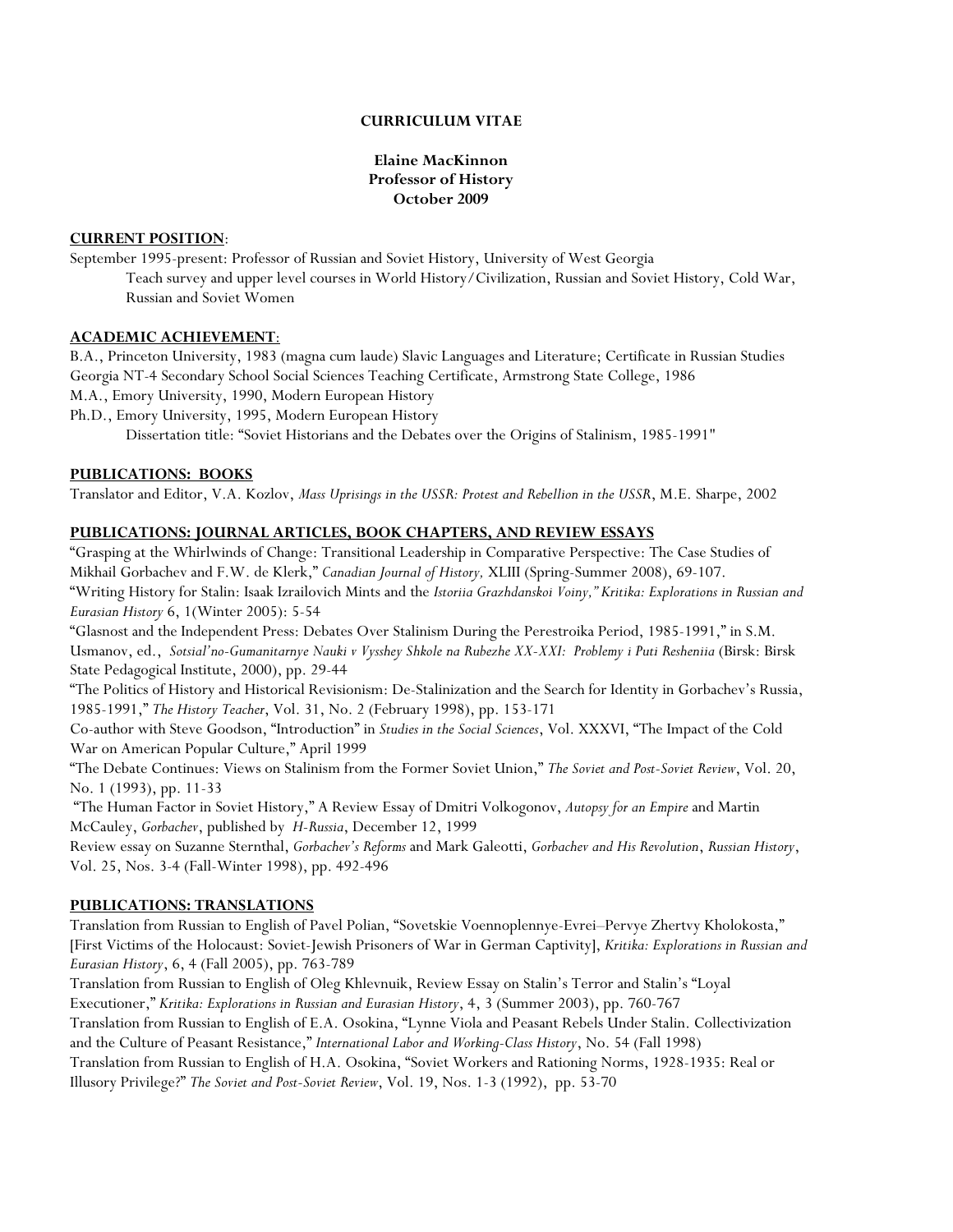**CURRICULUM VITAE**

**Elaine MacKinnon**
**Professor of History**
**October 2009**

## CURRENT POSITION:

September 1995-present: Professor of Russian and Soviet History, University of West Georgia
Teach survey and upper level courses in World History/Civilization, Russian and Soviet History, Cold War, Russian and Soviet Women

## ACADEMIC ACHIEVEMENT:

B.A., Princeton University, 1983 (magna cum laude) Slavic Languages and Literature; Certificate in Russian Studies
Georgia NT-4 Secondary School Social Sciences Teaching Certificate, Armstrong State College, 1986
M.A., Emory University, 1990, Modern European History
Ph.D., Emory University, 1995, Modern European History
Dissertation title: "Soviet Historians and the Debates over the Origins of Stalinism, 1985-1991"

## PUBLICATIONS: BOOKS

Translator and Editor, V.A. Kozlov, *Mass Uprisings in the USSR: Protest and Rebellion in the USSR*, M.E. Sharpe, 2002

## PUBLICATIONS: JOURNAL ARTICLES, BOOK CHAPTERS, AND REVIEW ESSAYS

"Grasping at the Whirlwinds of Change: Transitional Leadership in Comparative Perspective: The Case Studies of Mikhail Gorbachev and F.W. de Klerk," *Canadian Journal of History,* XLIII (Spring-Summer 2008), 69-107.
"Writing History for Stalin: Isaak Izrailovich Mints and the *Istoriia Grazhdanskoi Voiny," Kritika: Explorations in Russian and Eurasian History* 6, 1(Winter 2005): 5-54
"Glasnost and the Independent Press: Debates Over Stalinism During the Perestroika Period, 1985-1991," in S.M. Usmanov, ed., *Sotsial'no-Gumanitarnye Nauki v Vysshey Shkole na Rubezhe XX-XXI: Problemy i Puti Resheniia* (Birsk: Birsk State Pedagogical Institute, 2000), pp. 29-44
"The Politics of History and Historical Revisionism: De-Stalinization and the Search for Identity in Gorbachev's Russia, 1985-1991," *The History Teacher*, Vol. 31, No. 2 (February 1998), pp. 153-171
Co-author with Steve Goodson, "Introduction" in *Studies in the Social Sciences*, Vol. XXXVI, "The Impact of the Cold War on American Popular Culture," April 1999
"The Debate Continues: Views on Stalinism from the Former Soviet Union," *The Soviet and Post-Soviet Review*, Vol. 20, No. 1 (1993), pp. 11-33
"The Human Factor in Soviet History," A Review Essay of Dmitri Volkogonov, *Autopsy for an Empire* and Martin McCauley, *Gorbachev*, published by *H-Russia*, December 12, 1999
Review essay on Suzanne Sternthal, *Gorbachev's Reforms* and Mark Galeotti, *Gorbachev and His Revolution*, *Russian History*, Vol. 25, Nos. 3-4 (Fall-Winter 1998), pp. 492-496

## PUBLICATIONS: TRANSLATIONS

Translation from Russian to English of Pavel Polian, "Sovetskie Voennoplennye-Evrei–Pervye Zhertvy Kholokosta," [First Victims of the Holocaust: Soviet-Jewish Prisoners of War in German Captivity], *Kritika: Explorations in Russian and Eurasian History*, 6, 4 (Fall 2005), pp. 763-789
Translation from Russian to English of Oleg Khlevnuik, Review Essay on Stalin's Terror and Stalin's "Loyal Executioner," *Kritika: Explorations in Russian and Eurasian History*, 4, 3 (Summer 2003), pp. 760-767
Translation from Russian to English of E.A. Osokina, "Lynne Viola and Peasant Rebels Under Stalin. Collectivization and the Culture of Peasant Resistance," *International Labor and Working-Class History*, No. 54 (Fall 1998)
Translation from Russian to English of H.A. Osokina, "Soviet Workers and Rationing Norms, 1928-1935: Real or Illusory Privilege?" *The Soviet and Post-Soviet Review*, Vol. 19, Nos. 1-3 (1992), pp. 53-70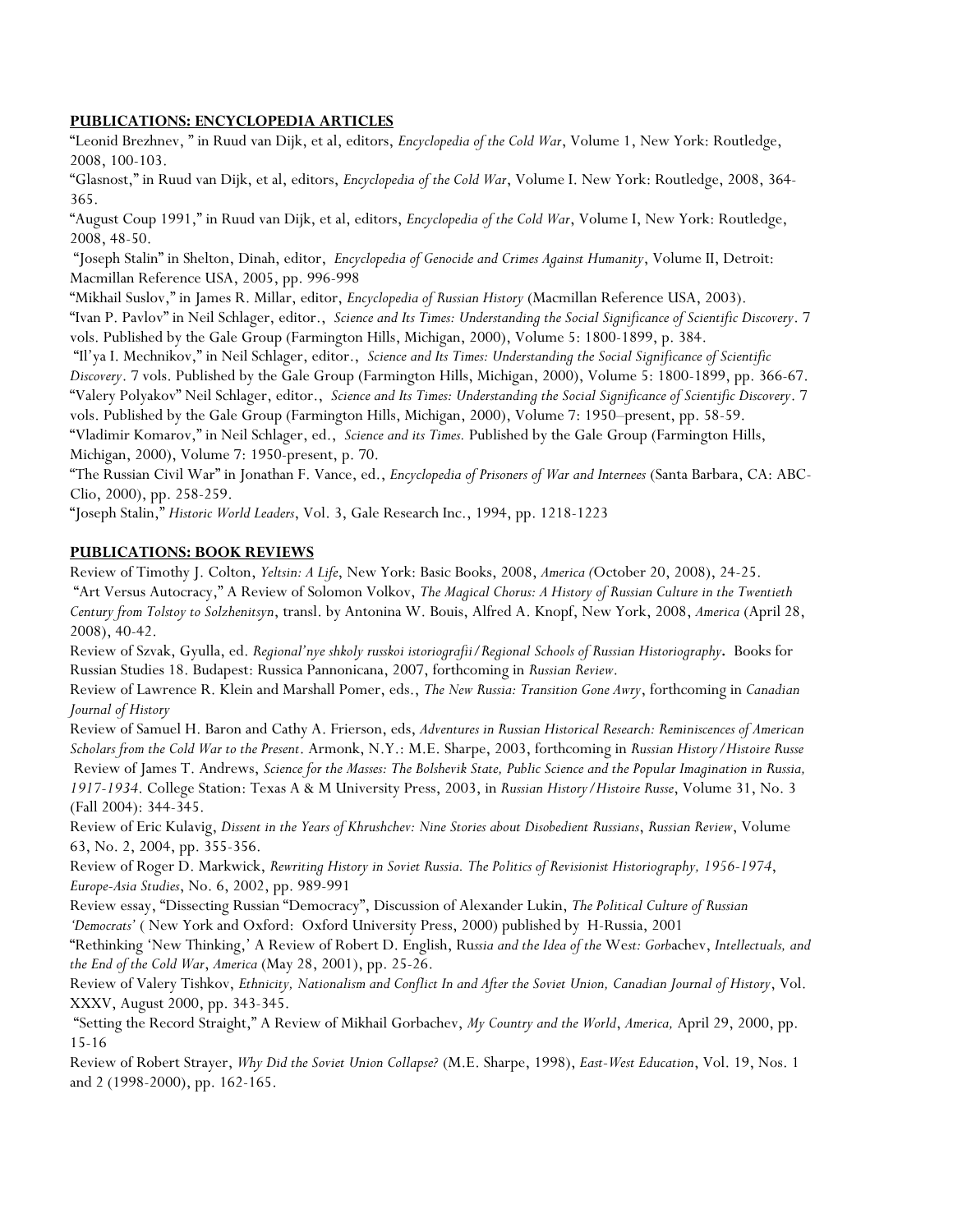## **PUBLICATIONS: ENCYCLOPEDIA ARTICLES**

"Leonid Brezhnev, " in Ruud van Dijk, et al, editors, *Encyclopedia of the Cold War*, Volume 1, New York: Routledge, 2008, 100-103.

"Glasnost," in Ruud van Dijk, et al, editors, *Encyclopedia of the Cold War*, Volume I. New York: Routledge, 2008, 364-365.

"August Coup 1991," in Ruud van Dijk, et al, editors, *Encyclopedia of the Cold War*, Volume I, New York: Routledge, 2008, 48-50.

"Joseph Stalin" in Shelton, Dinah, editor, *Encyclopedia of Genocide and Crimes Against Humanity*, Volume II, Detroit: Macmillan Reference USA, 2005, pp. 996-998

"Mikhail Suslov," in James R. Millar, editor, *Encyclopedia of Russian History* (Macmillan Reference USA, 2003).

"Ivan P. Pavlov" in Neil Schlager, editor., *Science and Its Times: Understanding the Social Significance of Scientific Discovery*. 7 vols. Published by the Gale Group (Farmington Hills, Michigan, 2000), Volume 5: 1800-1899, p. 384.

"Il'ya I. Mechnikov," in Neil Schlager, editor., *Science and Its Times: Understanding the Social Significance of Scientific Discovery*. 7 vols. Published by the Gale Group (Farmington Hills, Michigan, 2000), Volume 5: 1800-1899, pp. 366-67.

"Valery Polyakov" Neil Schlager, editor., *Science and Its Times: Understanding the Social Significance of Scientific Discovery*. 7 vols. Published by the Gale Group (Farmington Hills, Michigan, 2000), Volume 7: 1950–present, pp. 58-59.

"Vladimir Komarov," in Neil Schlager, ed., *Science and its Times.* Published by the Gale Group (Farmington Hills, Michigan, 2000), Volume 7: 1950-present, p. 70.

"The Russian Civil War" in Jonathan F. Vance, ed., *Encyclopedia of Prisoners of War and Internees* (Santa Barbara, CA: ABC-Clio, 2000), pp. 258-259.

"Joseph Stalin," *Historic World Leaders*, Vol. 3, Gale Research Inc., 1994, pp. 1218-1223

## **PUBLICATIONS: BOOK REVIEWS**

Review of Timothy J. Colton, *Yeltsin: A Life*, New York: Basic Books, 2008, *America (*October 20, 2008), 24-25.

"Art Versus Autocracy," A Review of Solomon Volkov, *The Magical Chorus: A History of Russian Culture in the Twentieth Century from Tolstoy to Solzhenitsyn*, transl. by Antonina W. Bouis, Alfred A. Knopf, New York, 2008, *America* (April 28, 2008), 40-42.

Review of Szvak, Gyulla, ed. *Regional'nye shkoly russkoi istoriografii/Regional Schools of Russian Historiography***.** Books for Russian Studies 18. Budapest: Russica Pannonicana, 2007, forthcoming in *Russian Review*.

Review of Lawrence R. Klein and Marshall Pomer, eds., *The New Russia: Transition Gone Awry*, forthcoming in *Canadian Journal of History*

Review of Samuel H. Baron and Cathy A. Frierson, eds, *Adventures in Russian Historical Research: Reminiscences of American Scholars from the Cold War to the Present*. Armonk, N.Y.: M.E. Sharpe, 2003, forthcoming in *Russian History/Histoire Russe*

Review of James T. Andrews, *Science for the Masses: The Bolshevik State, Public Science and the Popular Imagination in Russia, 1917-1934.* College Station: Texas A & M University Press, 2003, in *Russian History/Histoire Russe*, Volume 31, No. 3 (Fall 2004): 344-345.

Review of Eric Kulavig, *Dissent in the Years of Khrushchev: Nine Stories about Disobedient Russians*, *Russian Review*, Volume 63, No. 2, 2004, pp. 355-356.

Review of Roger D. Markwick, *Rewriting History in Soviet Russia. The Politics of Revisionist Historiography, 1956-1974*, *Europe-Asia Studies*, No. 6, 2002, pp. 989-991

Review essay, "Dissecting Russian "Democracy", Discussion of Alexander Lukin, *The Political Culture of Russian 'Democrats'* ( New York and Oxford: Oxford University Press, 2000) published by H-Russia, 2001

"Rethinking 'New Thinking,' A Review of Robert D. English, *Russia and the Idea of the West: Gorbachev, Intellectuals, and the End of the Cold War*, *America* (May 28, 2001), pp. 25-26.

Review of Valery Tishkov, *Ethnicity, Nationalism and Conflict In and After the Soviet Union, Canadian Journal of History*, Vol. XXXV, August 2000, pp. 343-345.

"Setting the Record Straight," A Review of Mikhail Gorbachev, *My Country and the World*, *America,* April 29, 2000, pp. 15-16

Review of Robert Strayer, *Why Did the Soviet Union Collapse?* (M.E. Sharpe, 1998), *East-West Education*, Vol. 19, Nos. 1 and 2 (1998-2000), pp. 162-165.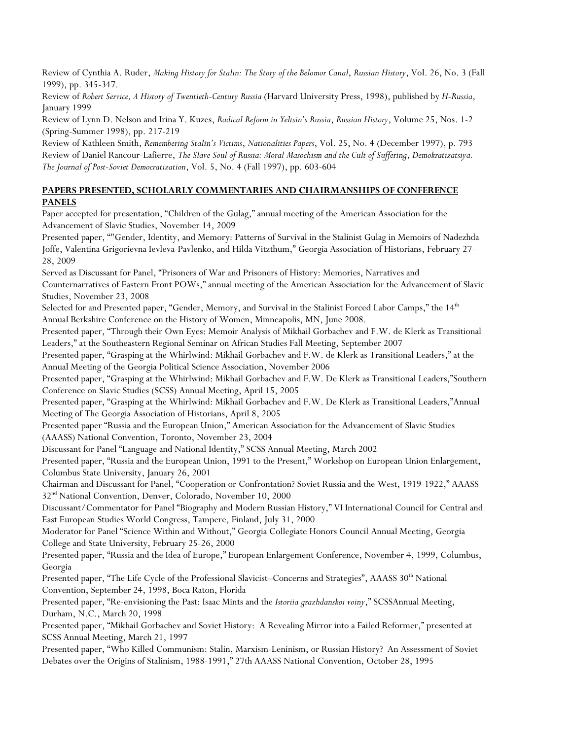Review of Cynthia A. Ruder, *Making History for Stalin: The Story of the Belomor Canal*, *Russian History*, Vol. 26, No. 3 (Fall 1999), pp. 345-347.

Review of *Robert Service, A History of Twentieth-Century Russia* (Harvard University Press, 1998), published by *H-Russia*, January 1999

Review of Lynn D. Nelson and Irina Y. Kuzes, *Radical Reform in Yeltsin's Russia*, *Russian History*, Volume 25, Nos. 1-2 (Spring-Summer 1998), pp. 217-219

Review of Kathleen Smith, *Remembering Stalin's Victims*, *Nationalities Papers*, Vol. 25, No. 4 (December 1997), p. 793

Review of Daniel Rancour-Lafierre, *The Slave Soul of Russia: Moral Masochism and the Cult of Suffering*, *Demokratizatsiya. The Journal of Post-Soviet Democratization*, Vol. 5, No. 4 (Fall 1997), pp. 603-604

**PAPERS PRESENTED, SCHOLARLY COMMENTARIES AND CHAIRMANSHIPS OF CONFERENCE PANELS**

Paper accepted for presentation, "Children of the Gulag," annual meeting of the American Association for the Advancement of Slavic Studies, November 14, 2009

Presented paper, ""Gender, Identity, and Memory: Patterns of Survival in the Stalinist Gulag in Memoirs of Nadezhda Joffe, Valentina Grigorievna Ievleva-Pavlenko, and Hilda Vitzthum," Georgia Association of Historians, February 27-28, 2009

Served as Discussant for Panel, "Prisoners of War and Prisoners of History: Memories, Narratives and Counternarratives of Eastern Front POWs," annual meeting of the American Association for the Advancement of Slavic Studies, November 23, 2008

Selected for and Presented paper, "Gender, Memory, and Survival in the Stalinist Forced Labor Camps," the 14th Annual Berkshire Conference on the History of Women, Minneapolis, MN, June 2008.

Presented paper, "Through their Own Eyes: Memoir Analysis of Mikhail Gorbachev and F.W. de Klerk as Transitional Leaders," at the Southeastern Regional Seminar on African Studies Fall Meeting, September 2007

Presented paper, "Grasping at the Whirlwind: Mikhail Gorbachev and F.W. de Klerk as Transitional Leaders," at the Annual Meeting of the Georgia Political Science Association, November 2006

Presented paper, "Grasping at the Whirlwind: Mikhail Gorbachev and F.W. De Klerk as Transitional Leaders,"Southern Conference on Slavic Studies (SCSS) Annual Meeting, April 15, 2005

Presented paper, "Grasping at the Whirlwind: Mikhail Gorbachev and F.W. De Klerk as Transitional Leaders,"Annual Meeting of The Georgia Association of Historians, April 8, 2005

Presented paper "Russia and the European Union," American Association for the Advancement of Slavic Studies (AAASS) National Convention, Toronto, November 23, 2004

Discussant for Panel "Language and National Identity," SCSS Annual Meeting, March 2002

Presented paper, "Russia and the European Union, 1991 to the Present," Workshop on European Union Enlargement, Columbus State University, January 26, 2001

Chairman and Discussant for Panel, "Cooperation or Confrontation? Soviet Russia and the West, 1919-1922," AAASS 32nd National Convention, Denver, Colorado, November 10, 2000

Discussant/Commentator for Panel "Biography and Modern Russian History," VI International Council for Central and East European Studies World Congress, Tampere, Finland, July 31, 2000

Moderator for Panel "Science Within and Without," Georgia Collegiate Honors Council Annual Meeting, Georgia College and State University, February 25-26, 2000

Presented paper, "Russia and the Idea of Europe," European Enlargement Conference, November 4, 1999, Columbus, Georgia

Presented paper, "The Life Cycle of the Professional Slavicist–Concerns and Strategies", AAASS 30th National Convention, September 24, 1998, Boca Raton, Florida

Presented paper, "Re-envisioning the Past: Isaac Mints and the *Istoriia grazhdanskoi voiny*," SCSSAnnual Meeting, Durham, N.C., March 20, 1998

Presented paper, "Mikhail Gorbachev and Soviet History: A Revealing Mirror into a Failed Reformer," presented at SCSS Annual Meeting, March 21, 1997

Presented paper, "Who Killed Communism: Stalin, Marxism-Leninism, or Russian History? An Assessment of Soviet Debates over the Origins of Stalinism, 1988-1991," 27th AAASS National Convention, October 28, 1995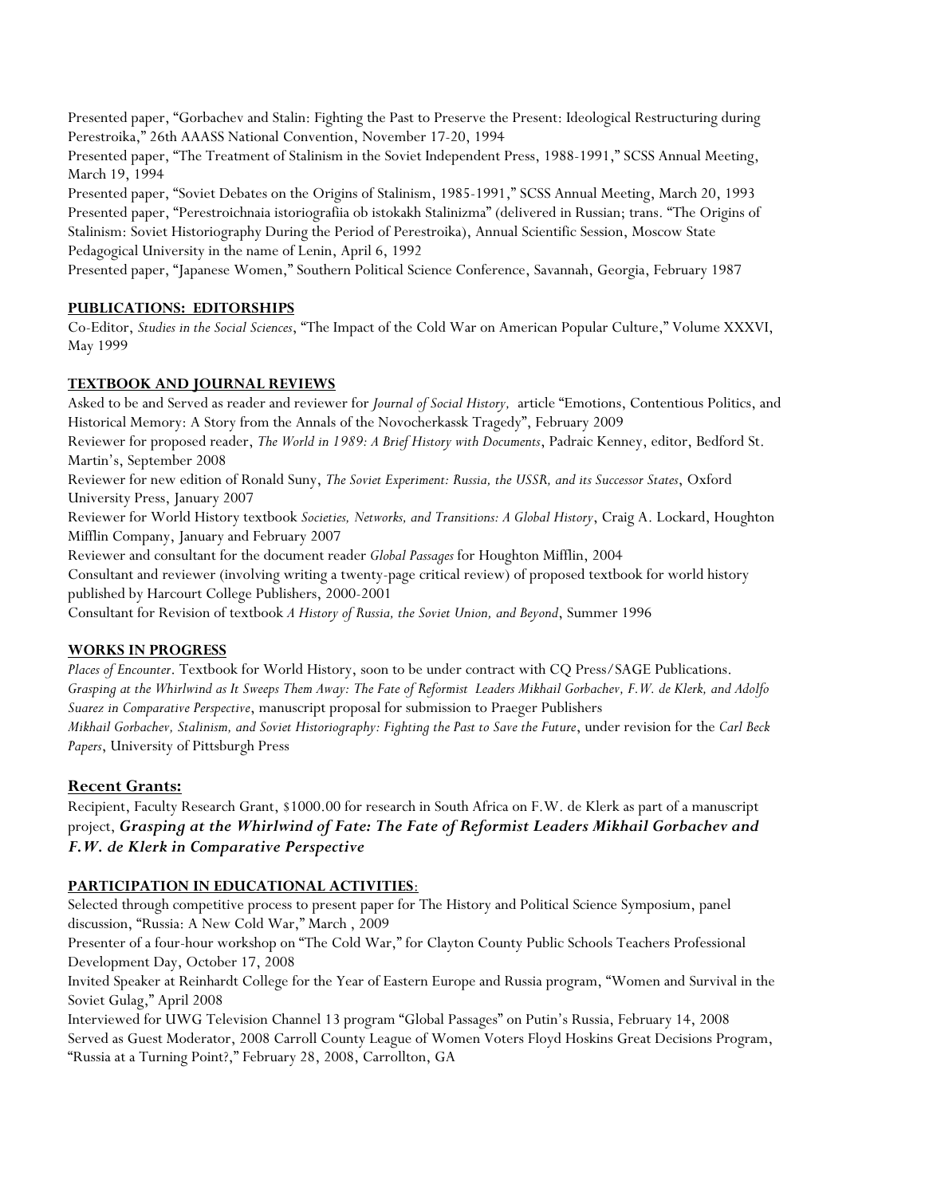Presented paper, "Gorbachev and Stalin: Fighting the Past to Preserve the Present: Ideological Restructuring during Perestroika," 26th AAASS National Convention, November 17-20, 1994

Presented paper, "The Treatment of Stalinism in the Soviet Independent Press, 1988-1991," SCSS Annual Meeting, March 19, 1994

Presented paper, "Soviet Debates on the Origins of Stalinism, 1985-1991," SCSS Annual Meeting, March 20, 1993

Presented paper, "Perestroichnaia istoriografiia ob istokakh Stalinizma" (delivered in Russian; trans. "The Origins of Stalinism: Soviet Historiography During the Period of Perestroika), Annual Scientific Session, Moscow State Pedagogical University in the name of Lenin, April 6, 1992

Presented paper, "Japanese Women," Southern Political Science Conference, Savannah, Georgia, February 1987

**PUBLICATIONS: EDITORSHIPS**

Co-Editor, *Studies in the Social Sciences*, "The Impact of the Cold War on American Popular Culture," Volume XXXVI, May 1999

**TEXTBOOK AND JOURNAL REVIEWS**

Asked to be and Served as reader and reviewer for *Journal of Social History,* article "Emotions, Contentious Politics, and Historical Memory: A Story from the Annals of the Novocherkassk Tragedy", February 2009

Reviewer for proposed reader, *The World in 1989: A Brief History with Documents*, Padraic Kenney, editor, Bedford St. Martin's, September 2008

Reviewer for new edition of Ronald Suny, *The Soviet Experiment: Russia, the USSR, and its Successor States*, Oxford University Press, January 2007

Reviewer for World History textbook *Societies, Networks, and Transitions: A Global History*, Craig A. Lockard, Houghton Mifflin Company, January and February 2007

Reviewer and consultant for the document reader *Global Passages* for Houghton Mifflin, 2004

Consultant and reviewer (involving writing a twenty-page critical review) of proposed textbook for world history published by Harcourt College Publishers, 2000-2001

Consultant for Revision of textbook *A History of Russia, the Soviet Union, and Beyond*, Summer 1996

**WORKS IN PROGRESS**

*Places of Encounter*. Textbook for World History, soon to be under contract with CQ Press/SAGE Publications.

*Grasping at the Whirlwind as It Sweeps Them Away: The Fate of Reformist Leaders Mikhail Gorbachev, F.W. de Klerk, and Adolfo Suarez in Comparative Perspective*, manuscript proposal for submission to Praeger Publishers

*Mikhail Gorbachev, Stalinism, and Soviet Historiography: Fighting the Past to Save the Future*, under revision for the *Carl Beck Papers*, University of Pittsburgh Press

## Recent Grants:

Recipient, Faculty Research Grant, $1000.00 for research in South Africa on F.W. de Klerk as part of a manuscript project, ***Grasping at the Whirlwind of Fate: The Fate of Reformist Leaders Mikhail Gorbachev and F.W. de Klerk in Comparative Perspective***

**PARTICIPATION IN EDUCATIONAL ACTIVITIES**:

Selected through competitive process to present paper for The History and Political Science Symposium, panel discussion, "Russia: A New Cold War," March , 2009

Presenter of a four-hour workshop on "The Cold War," for Clayton County Public Schools Teachers Professional Development Day, October 17, 2008

Invited Speaker at Reinhardt College for the Year of Eastern Europe and Russia program, "Women and Survival in the Soviet Gulag," April 2008

Interviewed for UWG Television Channel 13 program "Global Passages" on Putin's Russia, February 14, 2008

Served as Guest Moderator, 2008 Carroll County League of Women Voters Floyd Hoskins Great Decisions Program, "Russia at a Turning Point?," February 28, 2008, Carrollton, GA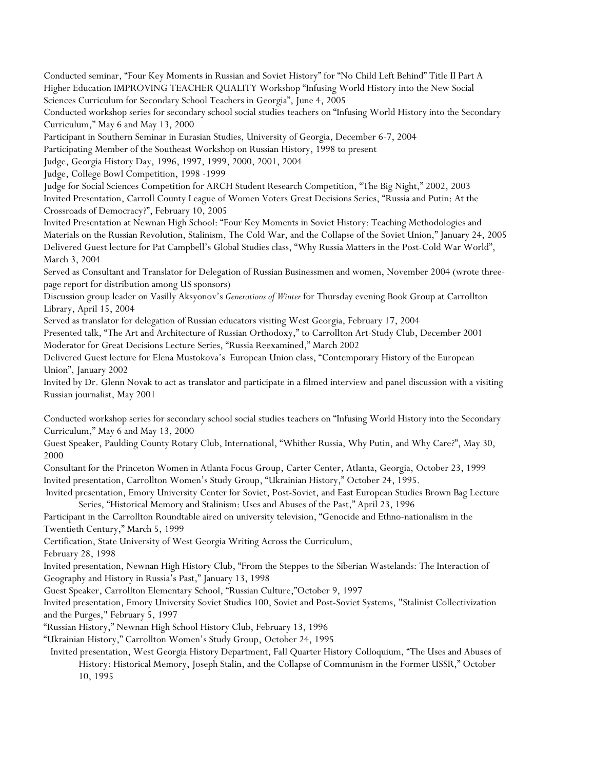Conducted seminar, "Four Key Moments in Russian and Soviet History" for "No Child Left Behind" Title II Part A Higher Education IMPROVING TEACHER QUALITY Workshop "Infusing World History into the New Social Sciences Curriculum for Secondary School Teachers in Georgia", June 4, 2005

Conducted workshop series for secondary school social studies teachers on "Infusing World History into the Secondary Curriculum," May 6 and May 13, 2000

Participant in Southern Seminar in Eurasian Studies, University of Georgia, December 6-7, 2004

Participating Member of the Southeast Workshop on Russian History, 1998 to present

Judge, Georgia History Day, 1996, 1997, 1999, 2000, 2001, 2004

Judge, College Bowl Competition, 1998 -1999

Judge for Social Sciences Competition for ARCH Student Research Competition, "The Big Night," 2002, 2003

Invited Presentation, Carroll County League of Women Voters Great Decisions Series, "Russia and Putin: At the Crossroads of Democracy?", February 10, 2005

Invited Presentation at Newnan High School: "Four Key Moments in Soviet History: Teaching Methodologies and Materials on the Russian Revolution, Stalinism, The Cold War, and the Collapse of the Soviet Union," January 24, 2005

Delivered Guest lecture for Pat Campbell's Global Studies class, "Why Russia Matters in the Post-Cold War World", March 3, 2004

Served as Consultant and Translator for Delegation of Russian Businessmen and women, November 2004 (wrote three-page report for distribution among US sponsors)

Discussion group leader on Vasilly Aksyonov's *Generations of Winter* for Thursday evening Book Group at Carrollton Library, April 15, 2004

Served as translator for delegation of Russian educators visiting West Georgia, February 17, 2004

Presented talk, "The Art and Architecture of Russian Orthodoxy," to Carrollton Art-Study Club, December 2001

Moderator for Great Decisions Lecture Series, "Russia Reexamined," March 2002

Delivered Guest lecture for Elena Mustokova's European Union class, "Contemporary History of the European Union", January 2002

Invited by Dr. Glenn Novak to act as translator and participate in a filmed interview and panel discussion with a visiting Russian journalist, May 2001

Conducted workshop series for secondary school social studies teachers on "Infusing World History into the Secondary Curriculum," May 6 and May 13, 2000

Guest Speaker, Paulding County Rotary Club, International, "Whither Russia, Why Putin, and Why Care?", May 30, 2000

Consultant for the Princeton Women in Atlanta Focus Group, Carter Center, Atlanta, Georgia, October 23, 1999

Invited presentation, Carrollton Women's Study Group, "Ukrainian History," October 24, 1995.

Invited presentation, Emory University Center for Soviet, Post-Soviet, and East European Studies Brown Bag Lecture Series, "Historical Memory and Stalinism: Uses and Abuses of the Past," April 23, 1996

Participant in the Carrollton Roundtable aired on university television, "Genocide and Ethno-nationalism in the Twentieth Century," March 5, 1999

Certification, State University of West Georgia Writing Across the Curriculum, February 28, 1998

Invited presentation, Newnan High History Club, "From the Steppes to the Siberian Wastelands: The Interaction of Geography and History in Russia's Past," January 13, 1998

Guest Speaker, Carrollton Elementary School, "Russian Culture,"October 9, 1997

Invited presentation, Emory University Soviet Studies 100, Soviet and Post-Soviet Systems, "Stalinist Collectivization and the Purges," February 5, 1997

"Russian History," Newnan High School History Club, February 13, 1996

"Ukrainian History," Carrollton Women's Study Group, October 24, 1995

Invited presentation, West Georgia History Department, Fall Quarter History Colloquium, "The Uses and Abuses of History: Historical Memory, Joseph Stalin, and the Collapse of Communism in the Former USSR," October 10, 1995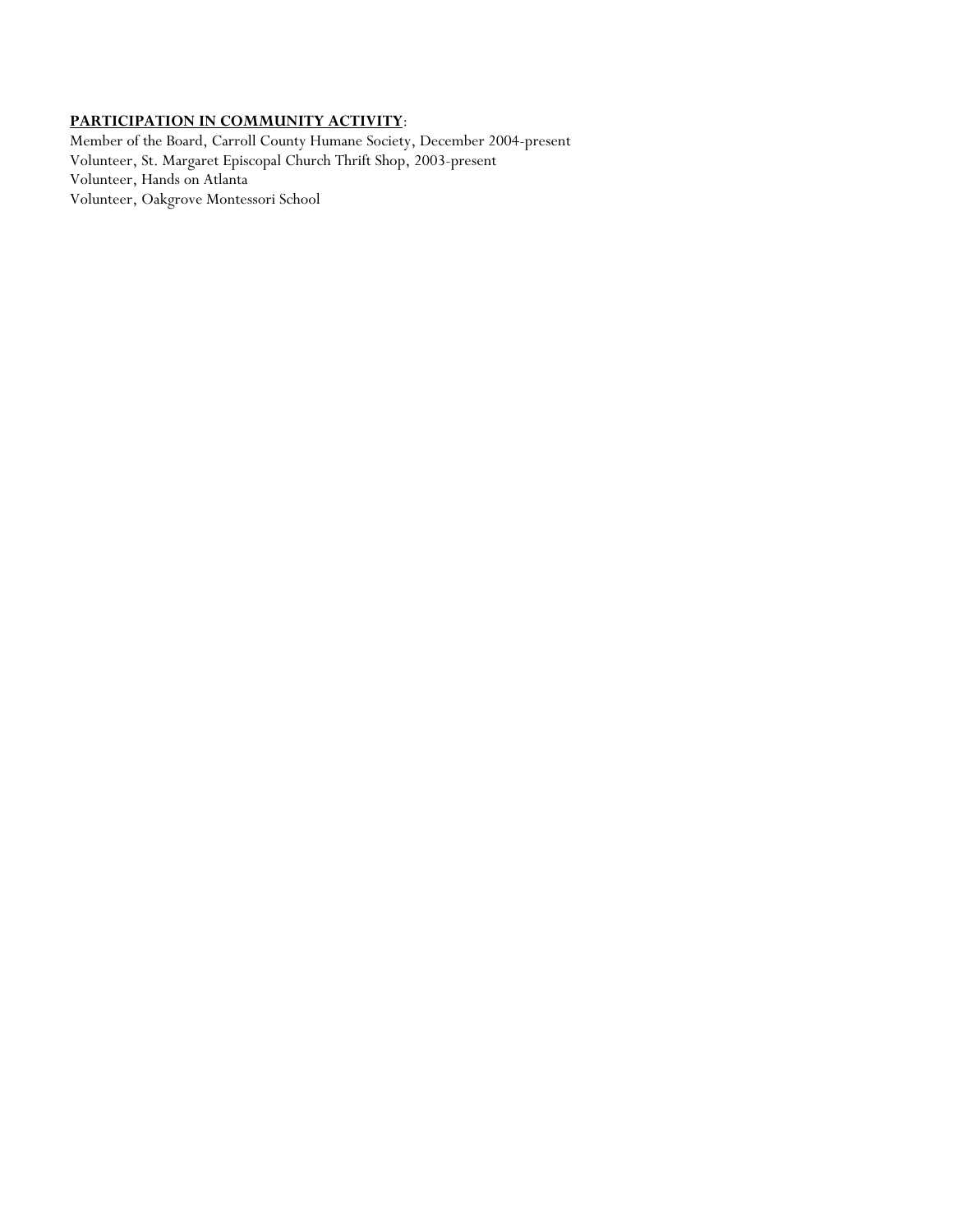**PARTICIPATION IN COMMUNITY ACTIVITY**:

Member of the Board, Carroll County Humane Society, December 2004-present
Volunteer, St. Margaret Episcopal Church Thrift Shop, 2003-present
Volunteer, Hands on Atlanta
Volunteer, Oakgrove Montessori School